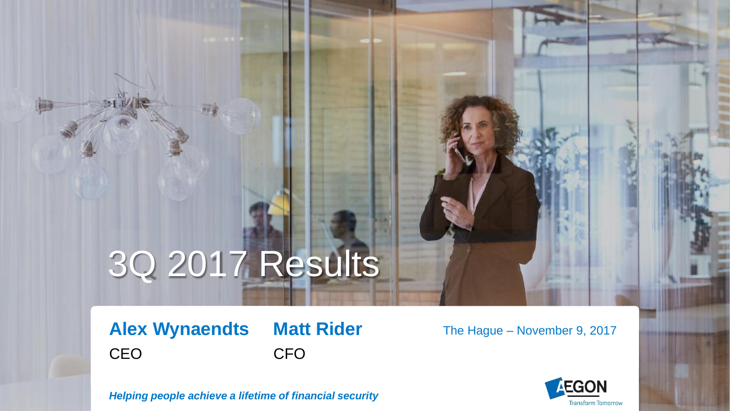# 3Q 2017 Results

**Alex Wynaendts**
CEO

**Matt Rider**
CFO

The Hague – November 9, 2017

***Helping people achieve a lifetime of financial security***

AEGON
Transform Tomorrow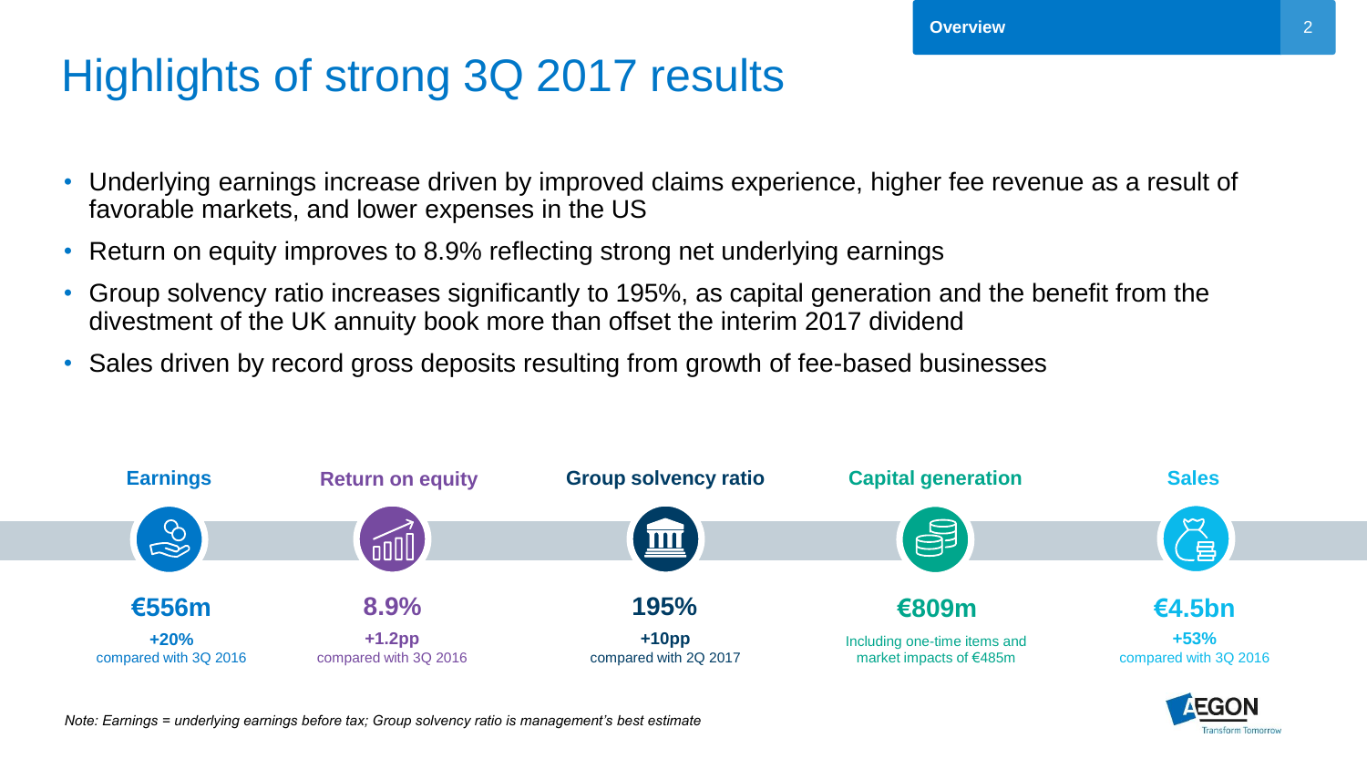# Highlights of strong 3Q 2017 results

- Underlying earnings increase driven by improved claims experience, higher fee revenue as a result of favorable markets, and lower expenses in the US
- Return on equity improves to 8.9% reflecting strong net underlying earnings
- Group solvency ratio increases significantly to 195%, as capital generation and the benefit from the divestment of the UK annuity book more than offset the interim 2017 dividend
- Sales driven by record gross deposits resulting from growth of fee-based businesses

| Earnings | Return on equity | Group solvency ratio | Capital generation | Sales |
|---|---|---|---|---|
| **€556m** | **8.9%** | **195%** | **€809m** | **€4.5bn** |
| **+20%** compared with 3Q 2016 | **+1.2pp** compared with 3Q 2016 | **+10pp** compared with 2Q 2017 | Including one-time items and market impacts of €485m | **+53%** compared with 3Q 2016 |

*Note: Earnings = underlying earnings before tax; Group solvency ratio is management's best estimate*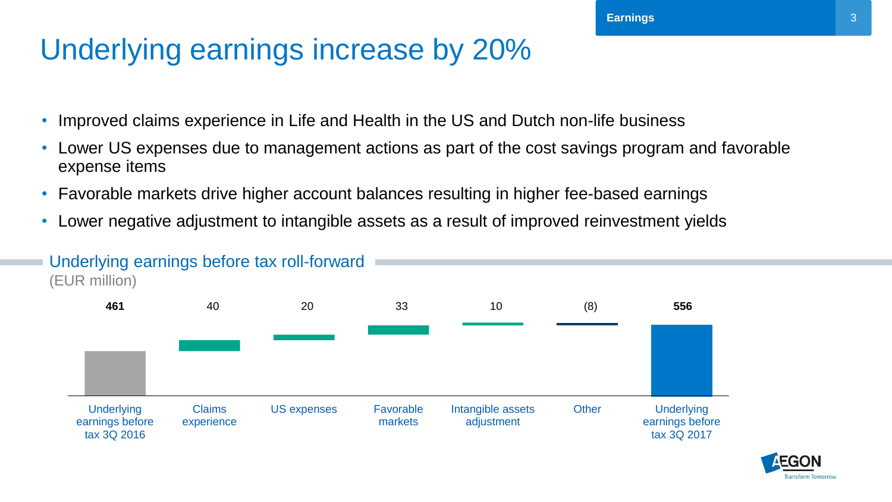# Underlying earnings increase by 20%

- Improved claims experience in Life and Health in the US and Dutch non-life business
- Lower US expenses due to management actions as part of the cost savings program and favorable expense items
- Favorable markets drive higher account balances resulting in higher fee-based earnings
- Lower negative adjustment to intangible assets as a result of improved reinvestment yields

## Underlying earnings before tax roll-forward

(EUR million)

| Underlying earnings before tax 3Q 2016 | Claims experience | US expenses | Favorable markets | Intangible assets adjustment | Other | Underlying earnings before tax 3Q 2017 |
|---|---|---|---|---|---|---|
| **461** | 40 | 20 | 33 | 10 | (8) | **556** |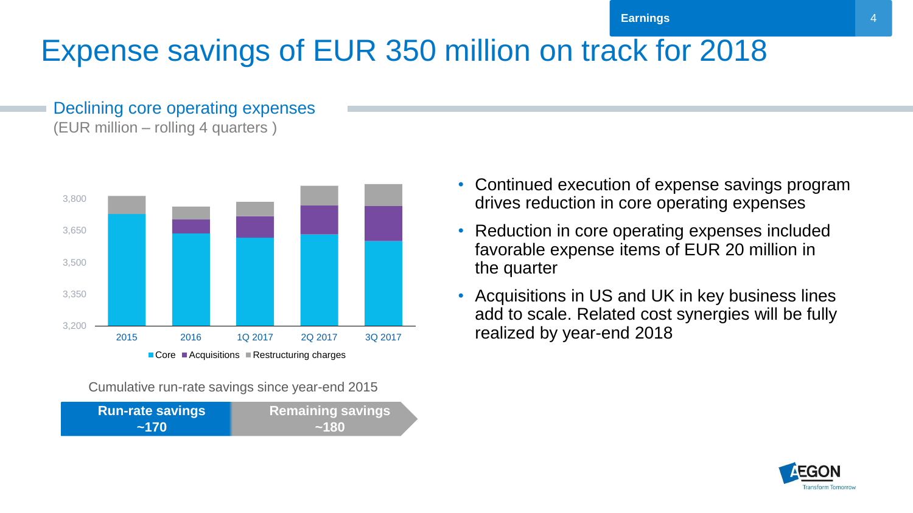# Expense savings of EUR 350 million on track for 2018

## Declining core operating expenses

(EUR million – rolling 4 quarters )

Legend: Core, Acquisitions, Restructuring charges

Y-axis: 3,200 · 3,350 · 3,500 · 3,650 · 3,800

X-axis: 2015 · 2016 · 1Q 2017 · 2Q 2017 · 3Q 2017

Cumulative run-rate savings since year-end 2015

| Run-rate savings | Remaining savings |
|---|---|
| **~170** | **~180** |

- Continued execution of expense savings program drives reduction in core operating expenses
- Reduction in core operating expenses included favorable expense items of EUR 20 million in the quarter
- Acquisitions in US and UK in key business lines add to scale. Related cost synergies will be fully realized by year-end 2018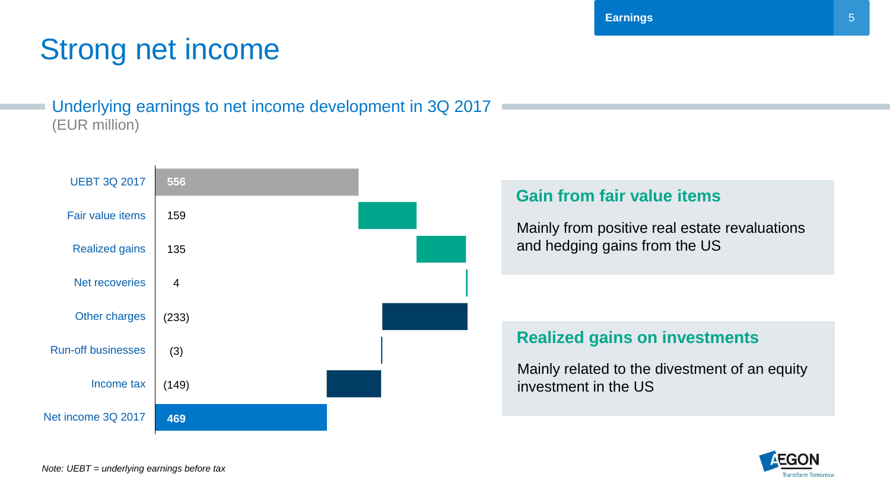# Strong net income

## Underlying earnings to net income development in 3Q 2017

(EUR million)

| Item | EUR million |
|---|---|
| UEBT 3Q 2017 | 556 |
| Fair value items | 159 |
| Realized gains | 135 |
| Net recoveries | 4 |
| Other charges | (233) |
| Run-off businesses | (3) |
| Income tax | (149) |
| Net income 3Q 2017 | 469 |

### Gain from fair value items

Mainly from positive real estate revaluations and hedging gains from the US

### Realized gains on investments

Mainly related to the divestment of an equity investment in the US

*Note: UEBT = underlying earnings before tax*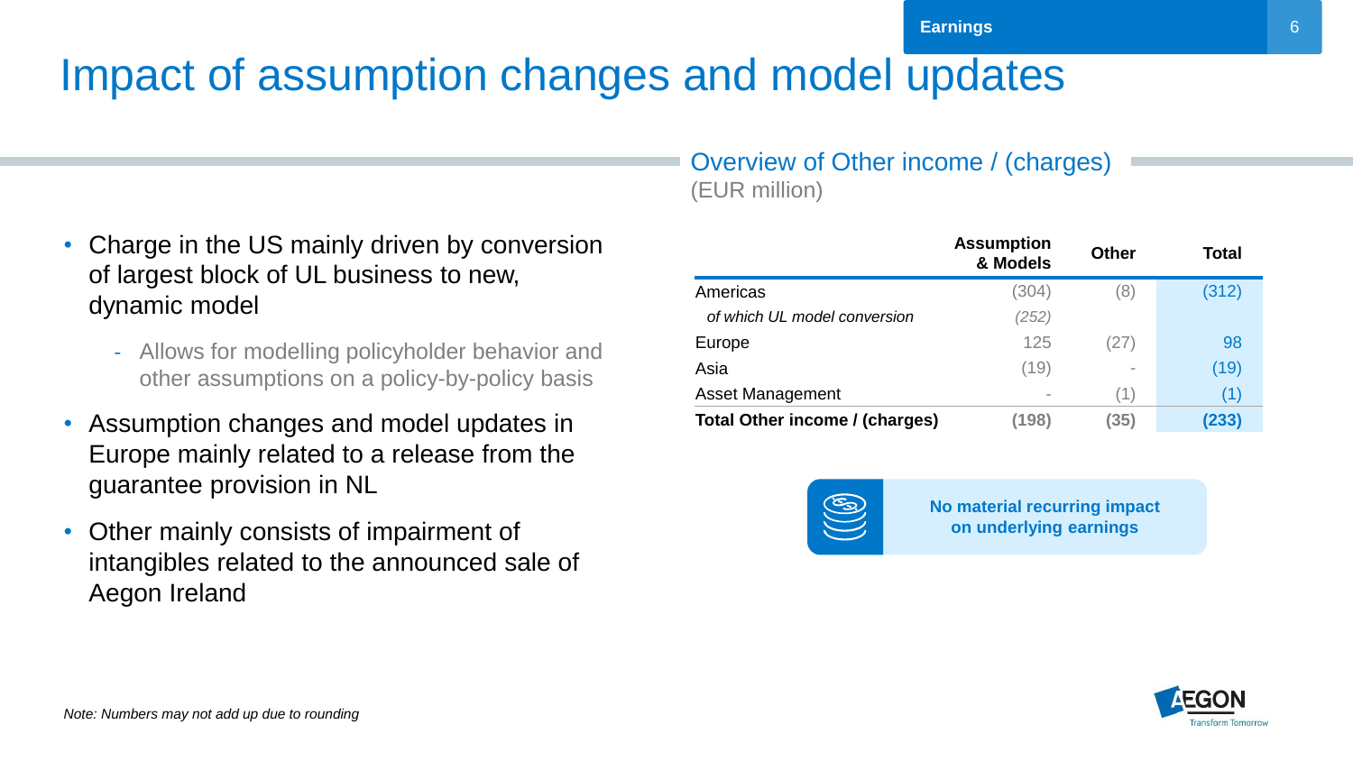# Impact of assumption changes and model updates

- Charge in the US mainly driven by conversion of largest block of UL business to new, dynamic model
  - Allows for modelling policyholder behavior and other assumptions on a policy-by-policy basis
- Assumption changes and model updates in Europe mainly related to a release from the guarantee provision in NL
- Other mainly consists of impairment of intangibles related to the announced sale of Aegon Ireland

## Overview of Other income / (charges)

(EUR million)

| | Assumption & Models | Other | Total |
|---|---|---|---|
| Americas | (304) | (8) | (312) |
| *of which UL model conversion* | *(252)* | | |
| Europe | 125 | (27) | 98 |
| Asia | (19) | - | (19) |
| Asset Management | - | (1) | (1) |
| **Total Other income / (charges)** | **(198)** | **(35)** | **(233)** |

**No material recurring impact on underlying earnings**

*Note: Numbers may not add up due to rounding*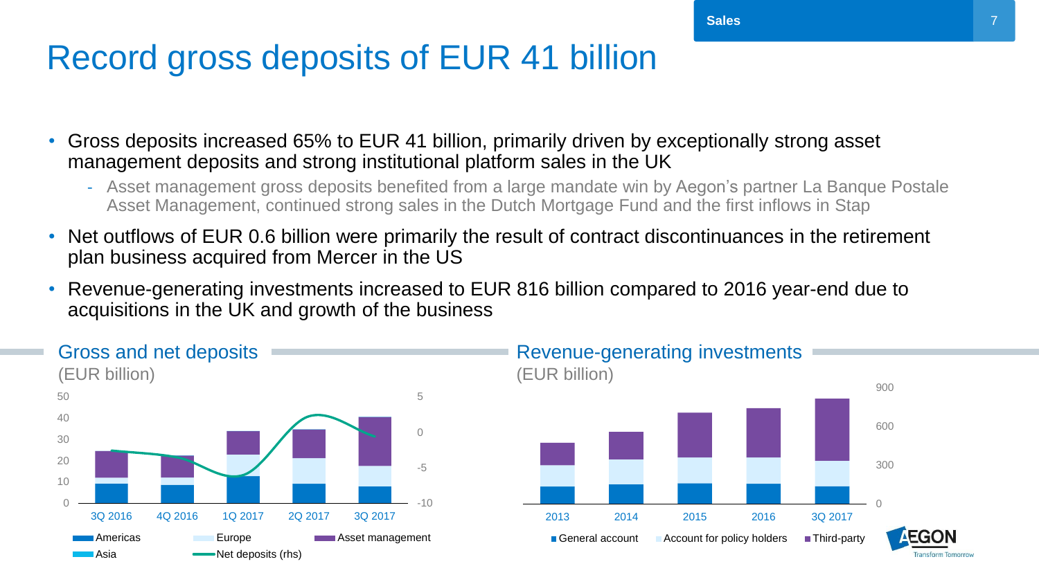# Record gross deposits of EUR 41 billion

- Gross deposits increased 65% to EUR 41 billion, primarily driven by exceptionally strong asset management deposits and strong institutional platform sales in the UK
  - Asset management gross deposits benefited from a large mandate win by Aegon's partner La Banque Postale Asset Management, continued strong sales in the Dutch Mortgage Fund and the first inflows in Stap
- Net outflows of EUR 0.6 billion were primarily the result of contract discontinuances in the retirement plan business acquired from Mercer in the US
- Revenue-generating investments increased to EUR 816 billion compared to 2016 year-end due to acquisitions in the UK and growth of the business

## Gross and net deposits

(EUR billion)

Chart: 3Q 2016, 4Q 2016, 1Q 2017, 2Q 2017, 3Q 2017. Legend: Americas, Europe, Asset management, Asia, Net deposits (rhs). Left axis 0–50; right axis -10–5.

## Revenue-generating investments

(EUR billion)

Chart: 2013, 2014, 2015, 2016, 3Q 2017. Legend: General account, Account for policy holders, Third-party. Axis 0–900.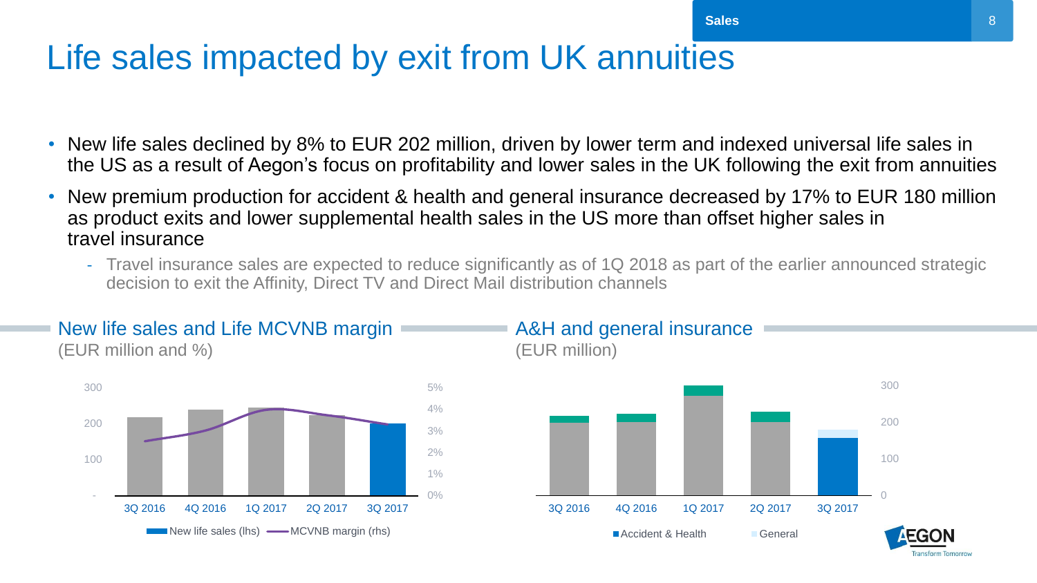# Life sales impacted by exit from UK annuities

- New life sales declined by 8% to EUR 202 million, driven by lower term and indexed universal life sales in the US as a result of Aegon's focus on profitability and lower sales in the UK following the exit from annuities
- New premium production for accident & health and general insurance decreased by 17% to EUR 180 million as product exits and lower supplemental health sales in the US more than offset higher sales in travel insurance
  - Travel insurance sales are expected to reduce significantly as of 1Q 2018 as part of the earlier announced strategic decision to exit the Affinity, Direct TV and Direct Mail distribution channels

## New life sales and Life MCVNB margin
(EUR million and %)

300, 200, 100, -

5%, 4%, 3%, 2%, 1%, 0%

3Q 2016 | 4Q 2016 | 1Q 2017 | 2Q 2017 | 3Q 2017

New life sales (lhs) — MCVNB margin (rhs)

## A&H and general insurance
(EUR million)

300, 200, 100, 0

3Q 2016 | 4Q 2016 | 1Q 2017 | 2Q 2017 | 3Q 2017

Accident & Health | General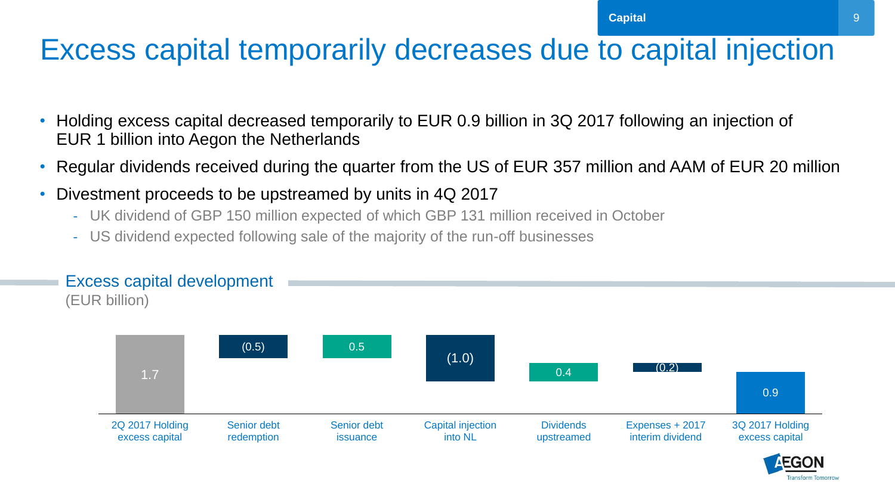# Excess capital temporarily decreases due to capital injection

- Holding excess capital decreased temporarily to EUR 0.9 billion in 3Q 2017 following an injection of EUR 1 billion into Aegon the Netherlands
- Regular dividends received during the quarter from the US of EUR 357 million and AAM of EUR 20 million
- Divestment proceeds to be upstreamed by units in 4Q 2017
  - UK dividend of GBP 150 million expected of which GBP 131 million received in October
  - US dividend expected following sale of the majority of the run-off businesses

## Excess capital development

(EUR billion)

| 2Q 2017 Holding excess capital | Senior debt redemption | Senior debt issuance | Capital injection into NL | Dividends upstreamed | Expenses + 2017 interim dividend | 3Q 2017 Holding excess capital |
|---|---|---|---|---|---|---|
| 1.7 | (0.5) | 0.5 | (1.0) | 0.4 | (0.2) | 0.9 |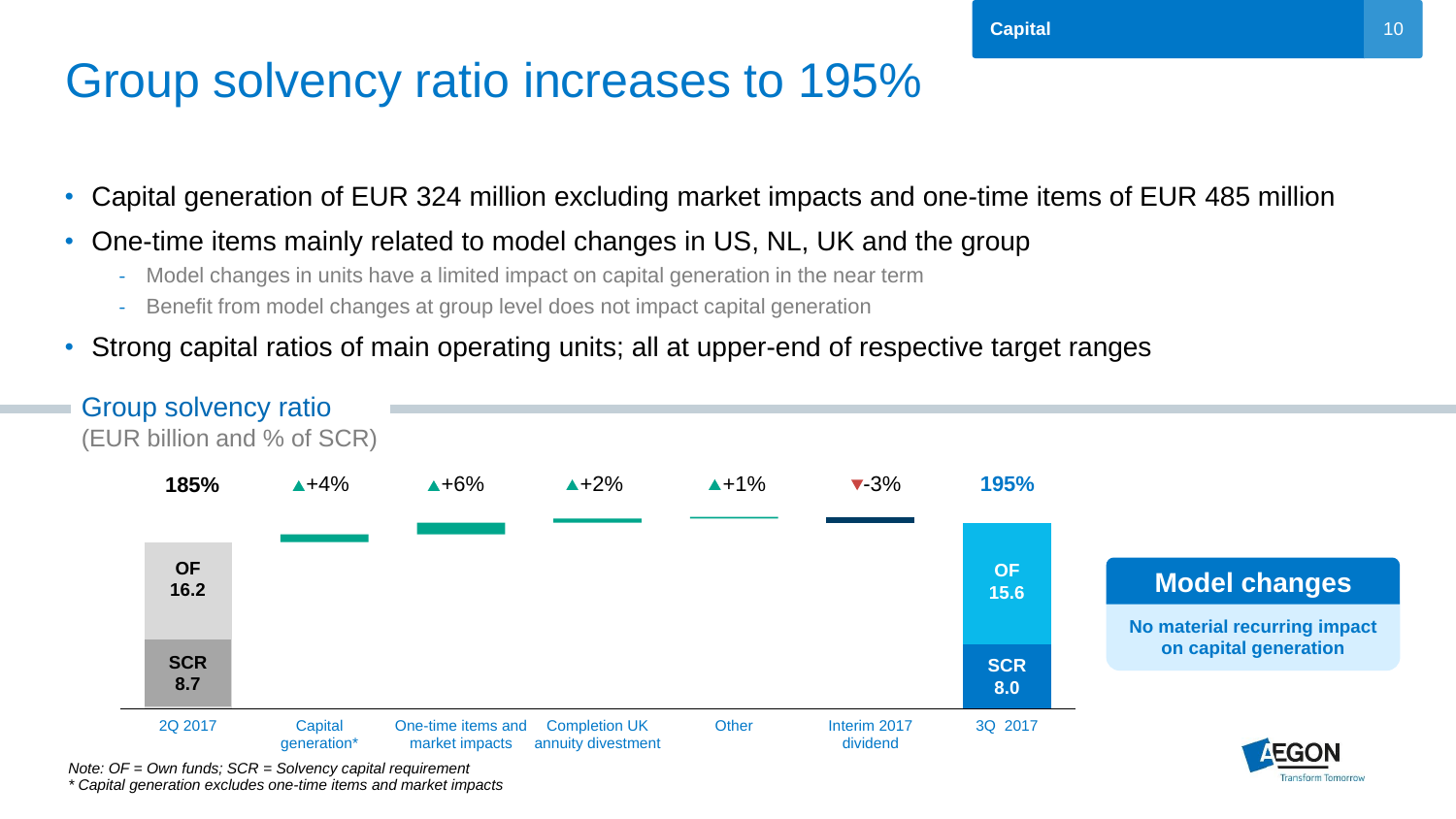# Group solvency ratio increases to 195%

- Capital generation of EUR 324 million excluding market impacts and one-time items of EUR 485 million
- One-time items mainly related to model changes in US, NL, UK and the group
  - Model changes in units have a limited impact on capital generation in the near term
  - Benefit from model changes at group level does not impact capital generation
- Strong capital ratios of main operating units; all at upper-end of respective target ranges

## Group solvency ratio

(EUR billion and % of SCR)

| | 2Q 2017 | Capital generation* | One-time items and market impacts | Completion UK annuity divestment | Other | Interim 2017 dividend | 3Q 2017 |
|---|---|---|---|---|---|---|---|
| Ratio / change | **185%** | ▲+4% | ▲+6% | ▲+2% | ▲+1% | ▼-3% | **195%** |
| OF | 16.2 | | | | | | 15.6 |
| SCR | 8.7 | | | | | | 8.0 |

**Model changes**

No material recurring impact on capital generation

*Note: OF = Own funds; SCR = Solvency capital requirement*

** Capital generation excludes one-time items and market impacts*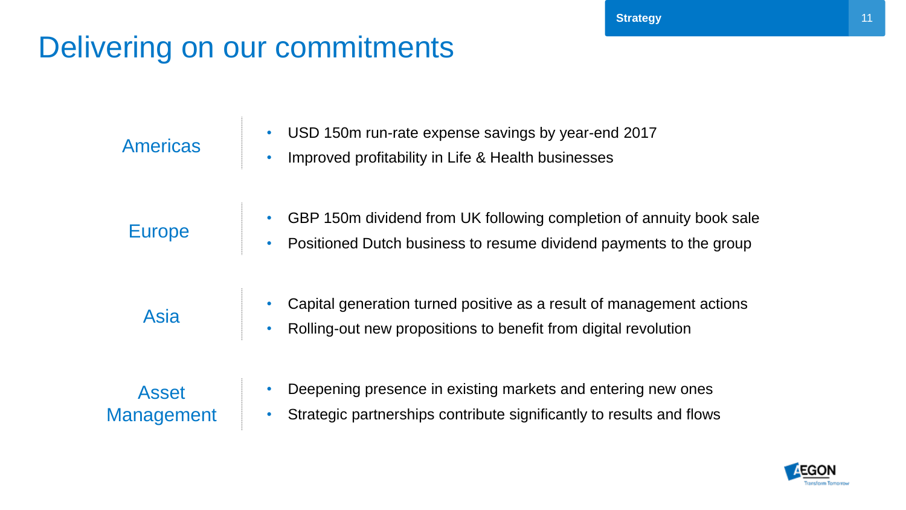# Delivering on our commitments

## Americas

- USD 150m run-rate expense savings by year-end 2017
- Improved profitability in Life & Health businesses

## Europe

- GBP 150m dividend from UK following completion of annuity book sale
- Positioned Dutch business to resume dividend payments to the group

## Asia

- Capital generation turned positive as a result of management actions
- Rolling-out new propositions to benefit from digital revolution

## Asset Management

- Deepening presence in existing markets and entering new ones
- Strategic partnerships contribute significantly to results and flows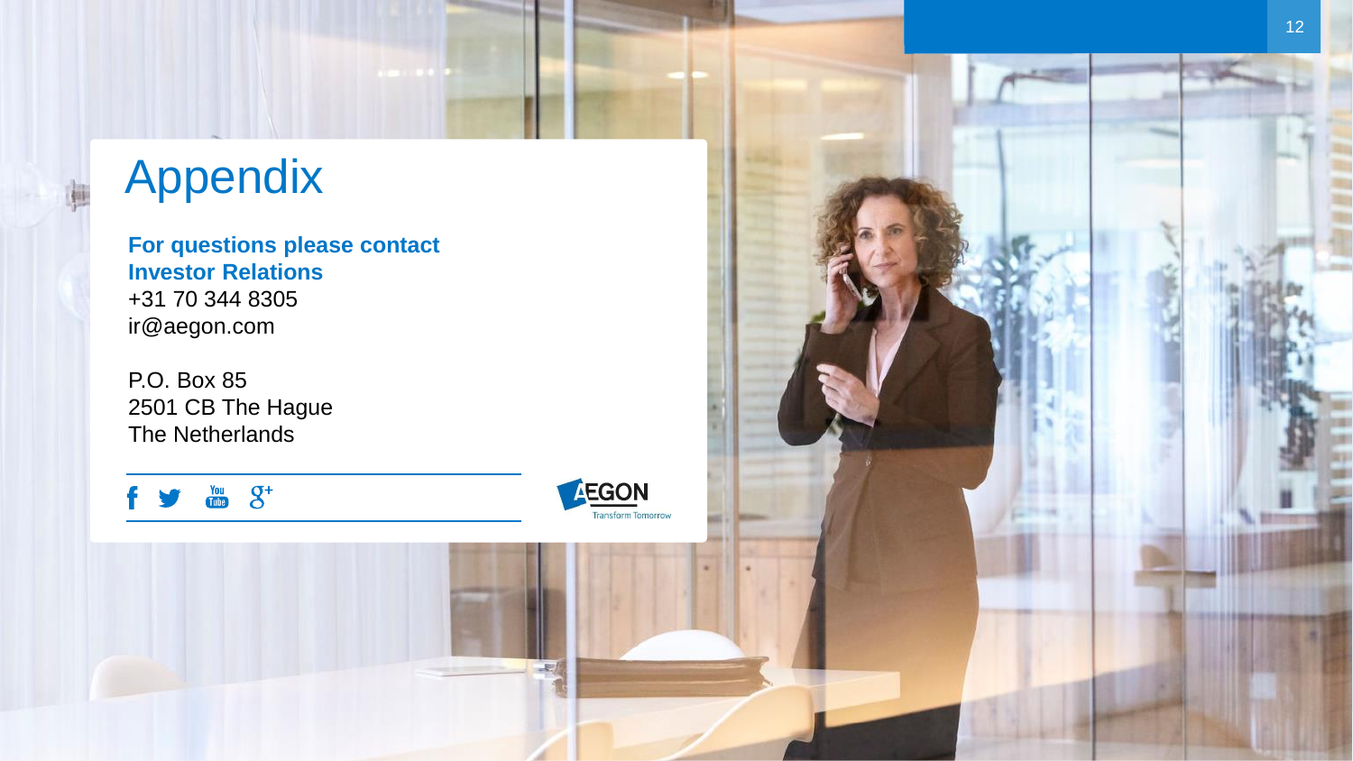# Appendix

**For questions please contact Investor Relations**
+31 70 344 8305
ir@aegon.com

P.O. Box 85
2501 CB The Hague
The Netherlands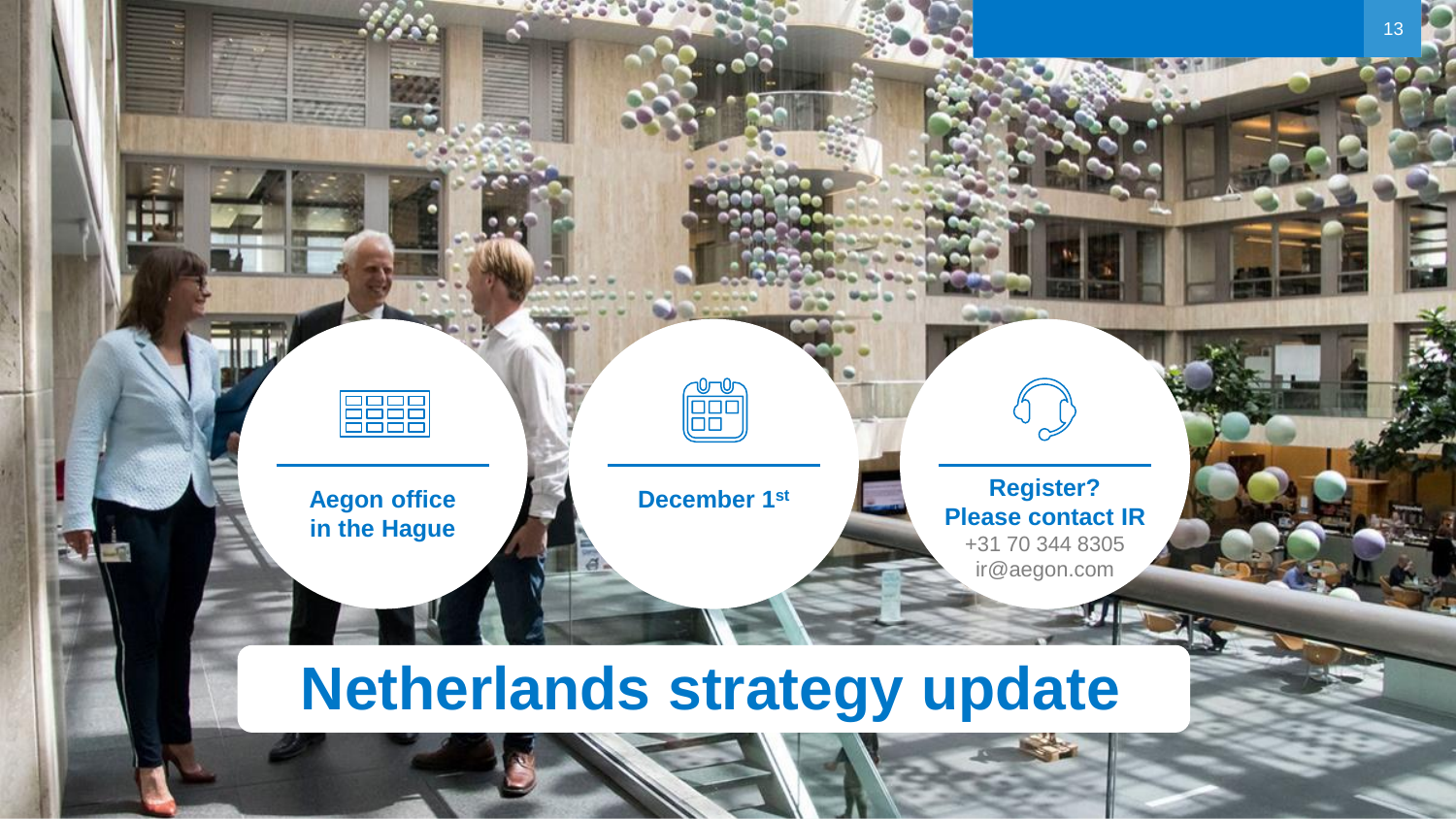# Netherlands strategy update

**Aegon office in the Hague**

**December 1st**

**Register? Please contact IR**
+31 70 344 8305
ir@aegon.com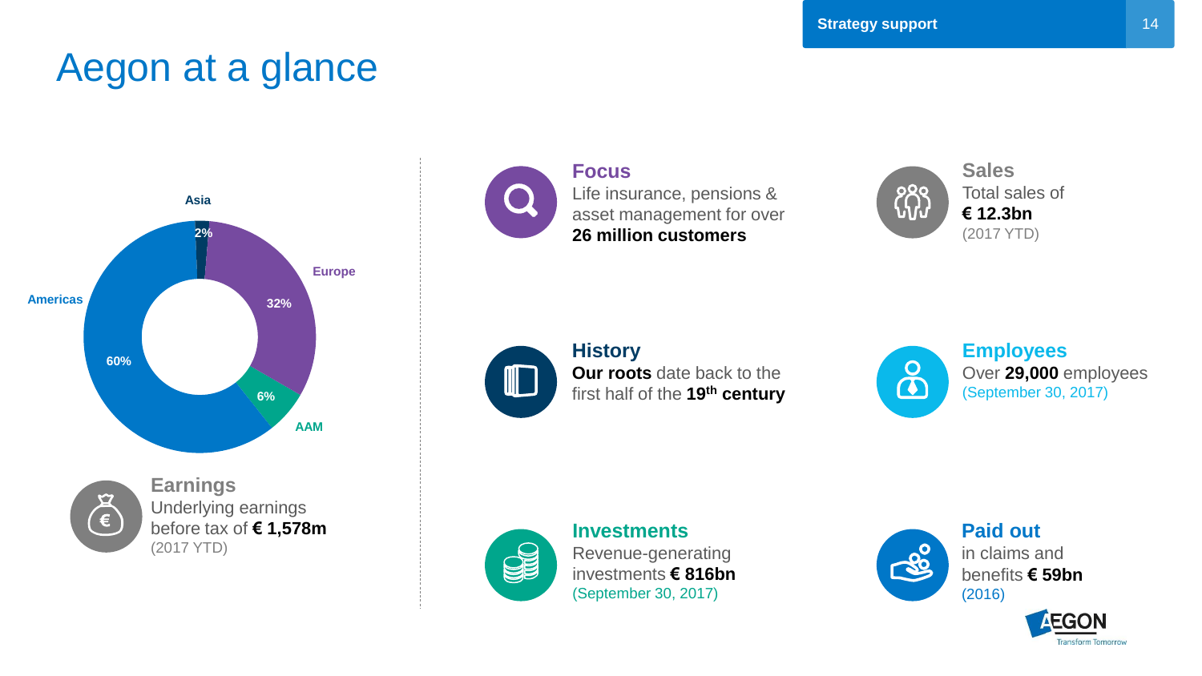# Aegon at a glance

| Region | Share |
| --- | --- |
| Americas | 60% |
| Europe | 32% |
| AAM | 6% |
| Asia | 2% |

### Earnings
Underlying earnings before tax of **€ 1,578m**
(2017 YTD)

### Focus
Life insurance, pensions & asset management for over **26 million customers**

### Sales
Total sales of **€ 12.3bn**
(2017 YTD)

### History
**Our roots** date back to the first half of the **19th century**

### Employees
Over **29,000** employees
(September 30, 2017)

### Investments
Revenue-generating investments **€ 816bn**
(September 30, 2017)

### Paid out
in claims and benefits **€ 59bn**
(2016)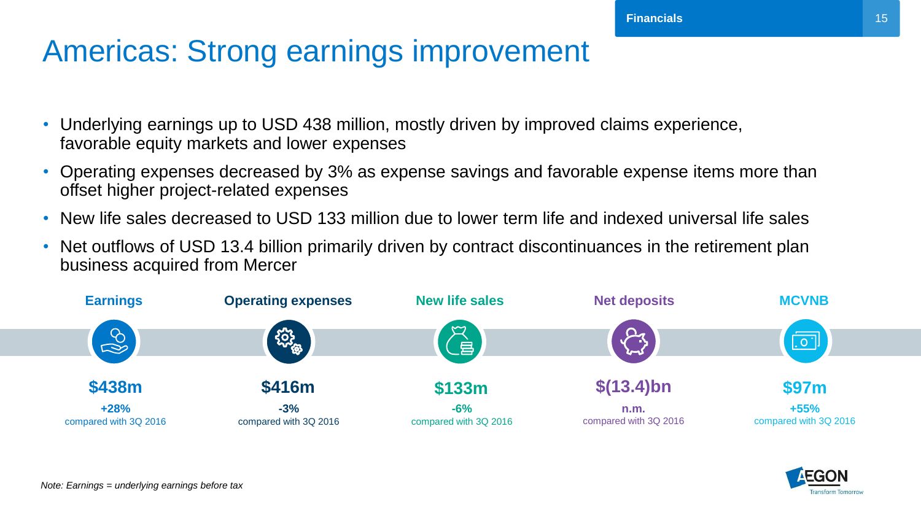# Americas: Strong earnings improvement

- Underlying earnings up to USD 438 million, mostly driven by improved claims experience, favorable equity markets and lower expenses
- Operating expenses decreased by 3% as expense savings and favorable expense items more than offset higher project-related expenses
- New life sales decreased to USD 133 million due to lower term life and indexed universal life sales
- Net outflows of USD 13.4 billion primarily driven by contract discontinuances in the retirement plan business acquired from Mercer

| Earnings | Operating expenses | New life sales | Net deposits | MCVNB |
|---|---|---|---|---|
| **$438m** | **$416m** | **$133m** | **$(13.4)bn** | **$97m** |
| **+28%** compared with 3Q 2016 | **-3%** compared with 3Q 2016 | **-6%** compared with 3Q 2016 | **n.m.** compared with 3Q 2016 | **+55%** compared with 3Q 2016 |

*Note: Earnings = underlying earnings before tax*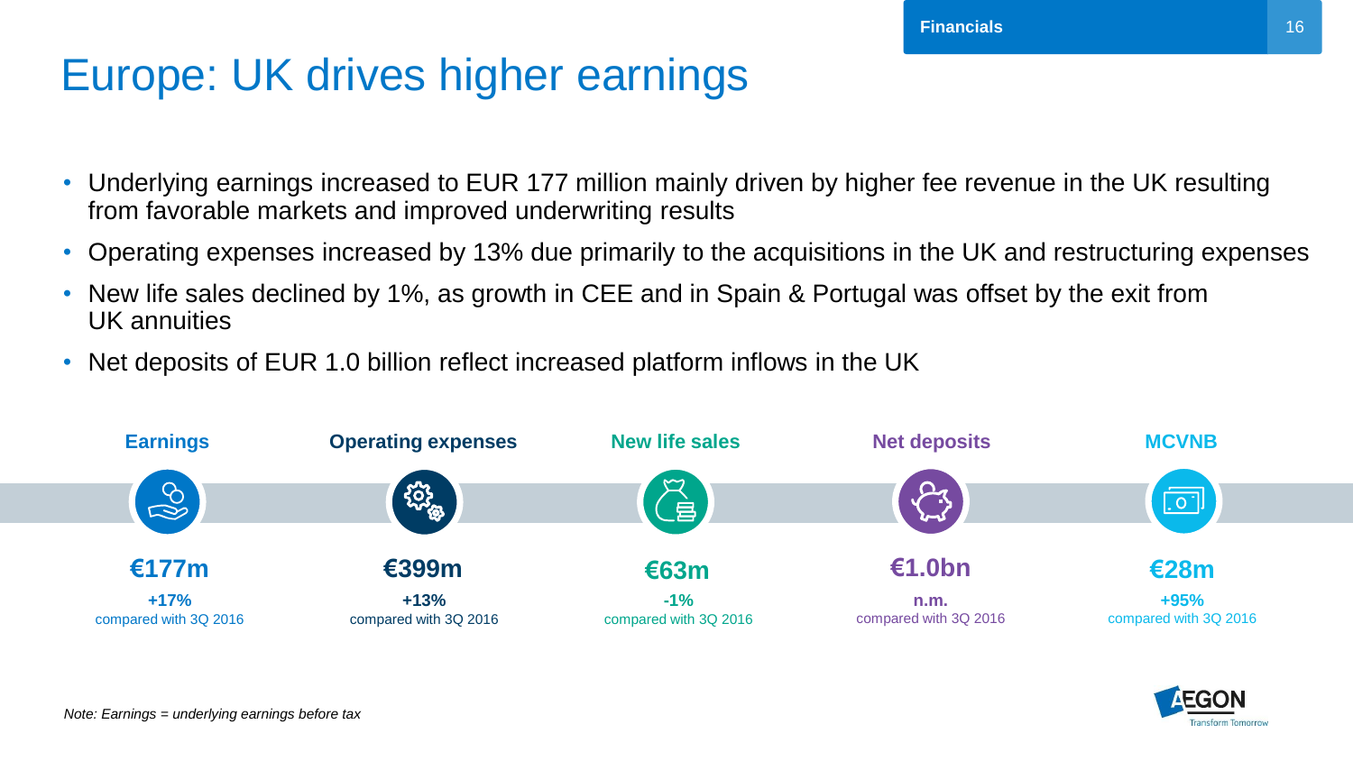# Europe: UK drives higher earnings

- Underlying earnings increased to EUR 177 million mainly driven by higher fee revenue in the UK resulting from favorable markets and improved underwriting results
- Operating expenses increased by 13% due primarily to the acquisitions in the UK and restructuring expenses
- New life sales declined by 1%, as growth in CEE and in Spain & Portugal was offset by the exit from UK annuities
- Net deposits of EUR 1.0 billion reflect increased platform inflows in the UK

| Earnings | Operating expenses | New life sales | Net deposits | MCVNB |
|---|---|---|---|---|
| **€177m** | **€399m** | **€63m** | **€1.0bn** | **€28m** |
| **+17%** compared with 3Q 2016 | **+13%** compared with 3Q 2016 | **-1%** compared with 3Q 2016 | **n.m.** compared with 3Q 2016 | **+95%** compared with 3Q 2016 |

*Note: Earnings = underlying earnings before tax*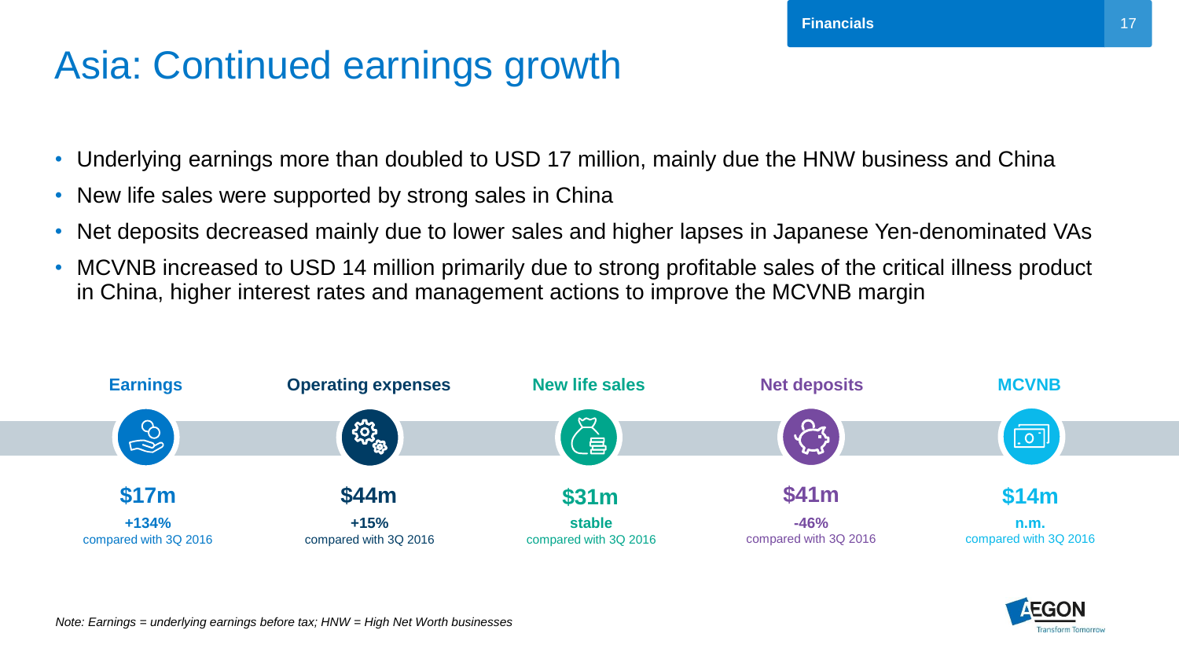# Asia: Continued earnings growth

- Underlying earnings more than doubled to USD 17 million, mainly due the HNW business and China
- New life sales were supported by strong sales in China
- Net deposits decreased mainly due to lower sales and higher lapses in Japanese Yen-denominated VAs
- MCVNB increased to USD 14 million primarily due to strong profitable sales of the critical illness product in China, higher interest rates and management actions to improve the MCVNB margin

| Earnings | Operating expenses | New life sales | Net deposits | MCVNB |
|---|---|---|---|---|
| **$17m** | **$44m** | **$31m** | **$41m** | **$14m** |
| **+134%** compared with 3Q 2016 | **+15%** compared with 3Q 2016 | **stable** compared with 3Q 2016 | **-46%** compared with 3Q 2016 | **n.m.** compared with 3Q 2016 |

*Note: Earnings = underlying earnings before tax; HNW = High Net Worth businesses*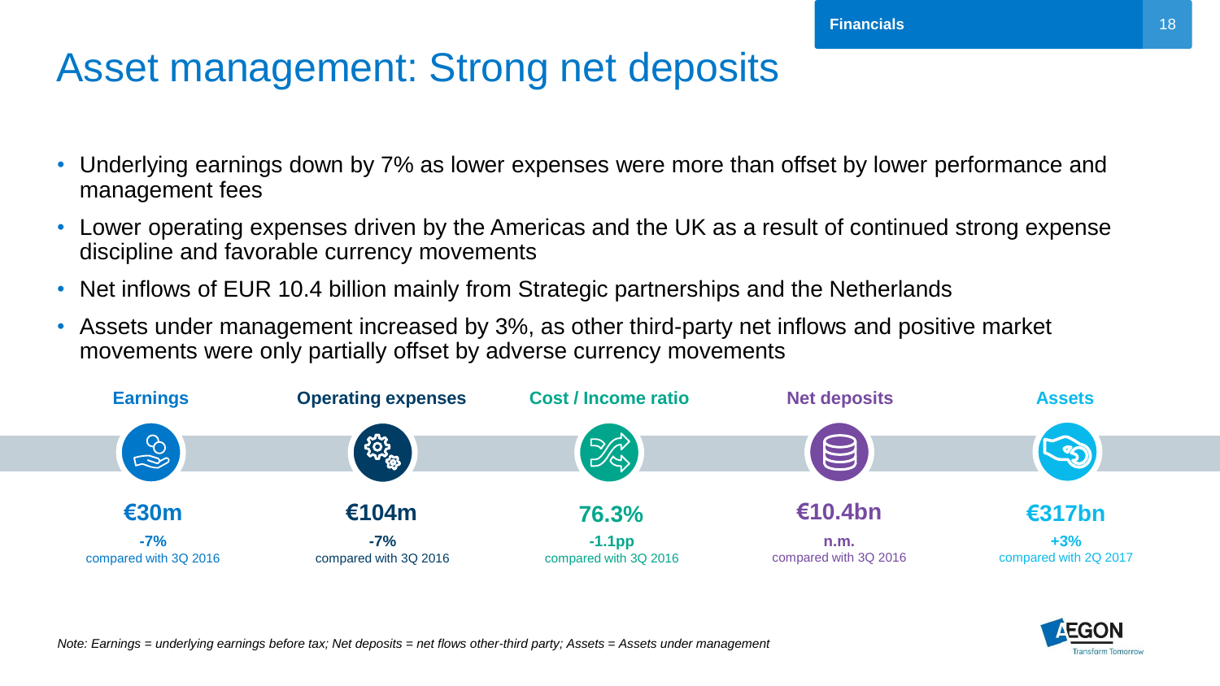# Asset management: Strong net deposits

- Underlying earnings down by 7% as lower expenses were more than offset by lower performance and management fees
- Lower operating expenses driven by the Americas and the UK as a result of continued strong expense discipline and favorable currency movements
- Net inflows of EUR 10.4 billion mainly from Strategic partnerships and the Netherlands
- Assets under management increased by 3%, as other third-party net inflows and positive market movements were only partially offset by adverse currency movements

| Earnings | Operating expenses | Cost / Income ratio | Net deposits | Assets |
|---|---|---|---|---|
| **€30m** | **€104m** | **76.3%** | **€10.4bn** | **€317bn** |
| **-7%** compared with 3Q 2016 | **-7%** compared with 3Q 2016 | **-1.1pp** compared with 3Q 2016 | **n.m.** compared with 3Q 2016 | **+3%** compared with 2Q 2017 |

*Note: Earnings = underlying earnings before tax; Net deposits = net flows other-third party; Assets = Assets under management*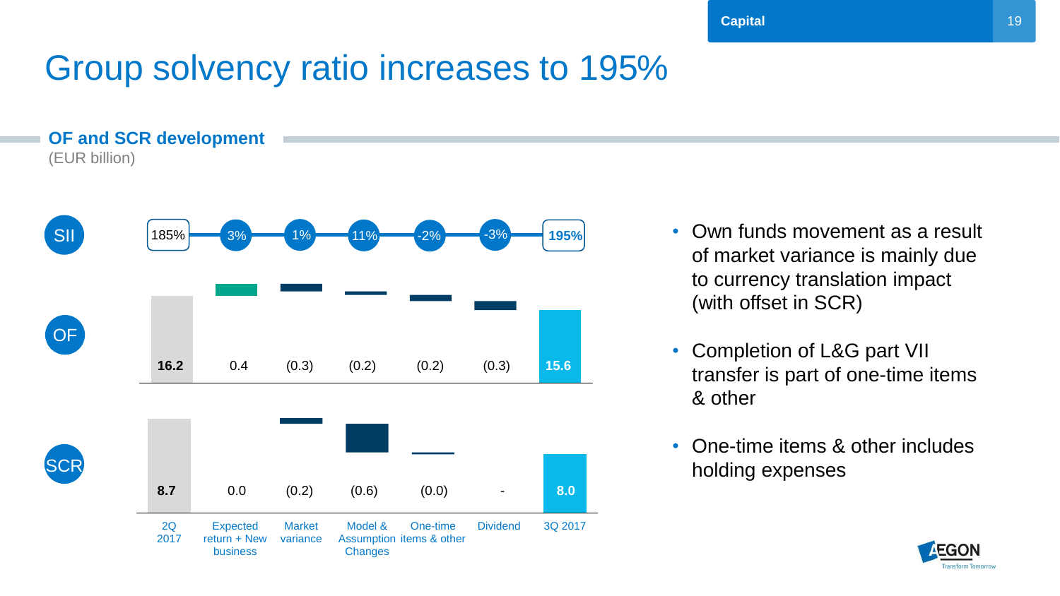# Group solvency ratio increases to 195%

## OF and SCR development

(EUR billion)

| | 2Q 2017 | Expected return + New business | Market variance | Model & Assumption Changes | One-time items & other | Dividend | 3Q 2017 |
|---|---|---|---|---|---|---|---|
| SII | 185% | 3% | 1% | 11% | -2% | -3% | 195% |
| OF | 16.2 | 0.4 | (0.3) | (0.2) | (0.2) | (0.3) | 15.6 |
| SCR | 8.7 | 0.0 | (0.2) | (0.6) | (0.0) | - | 8.0 |

- Own funds movement as a result of market variance is mainly due to currency translation impact (with offset in SCR)
- Completion of L&G part VII transfer is part of one-time items & other
- One-time items & other includes holding expenses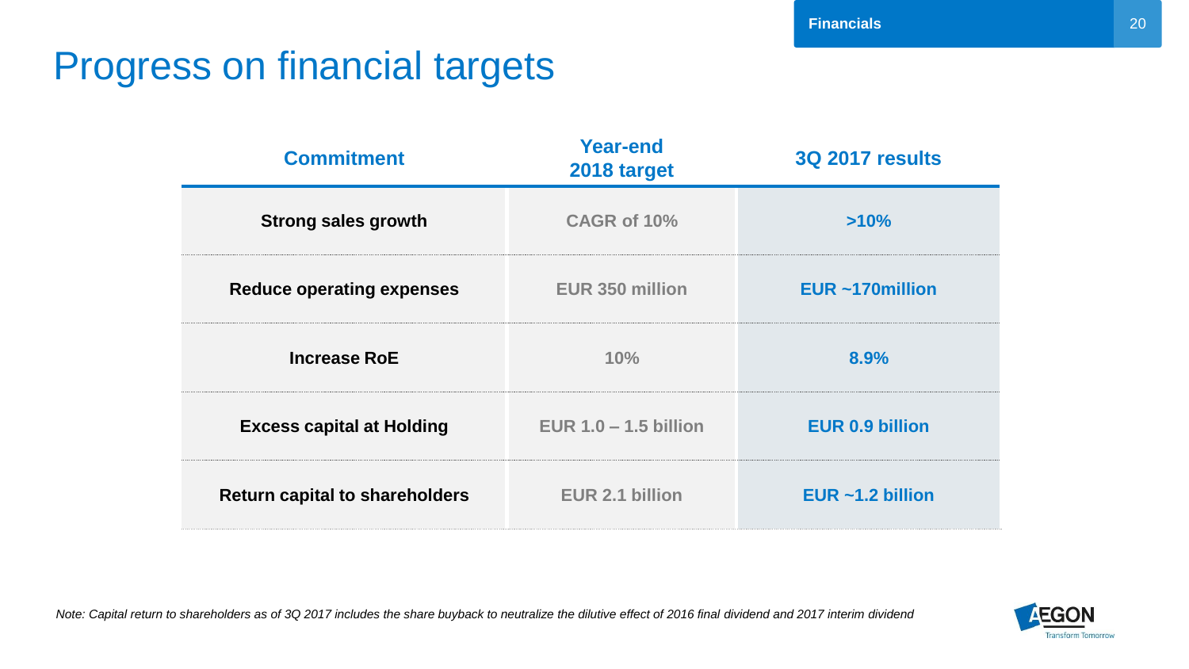# Progress on financial targets

| Commitment | Year-end 2018 target | 3Q 2017 results |
|---|---|---|
| **Strong sales growth** | CAGR of 10% | >10% |
| **Reduce operating expenses** | EUR 350 million | EUR ~170million |
| **Increase RoE** | 10% | 8.9% |
| **Excess capital at Holding** | EUR 1.0 – 1.5 billion | EUR 0.9 billion |
| **Return capital to shareholders** | EUR 2.1 billion | EUR ~1.2 billion |

*Note: Capital return to shareholders as of 3Q 2017 includes the share buyback to neutralize the dilutive effect of 2016 final dividend and 2017 interim dividend*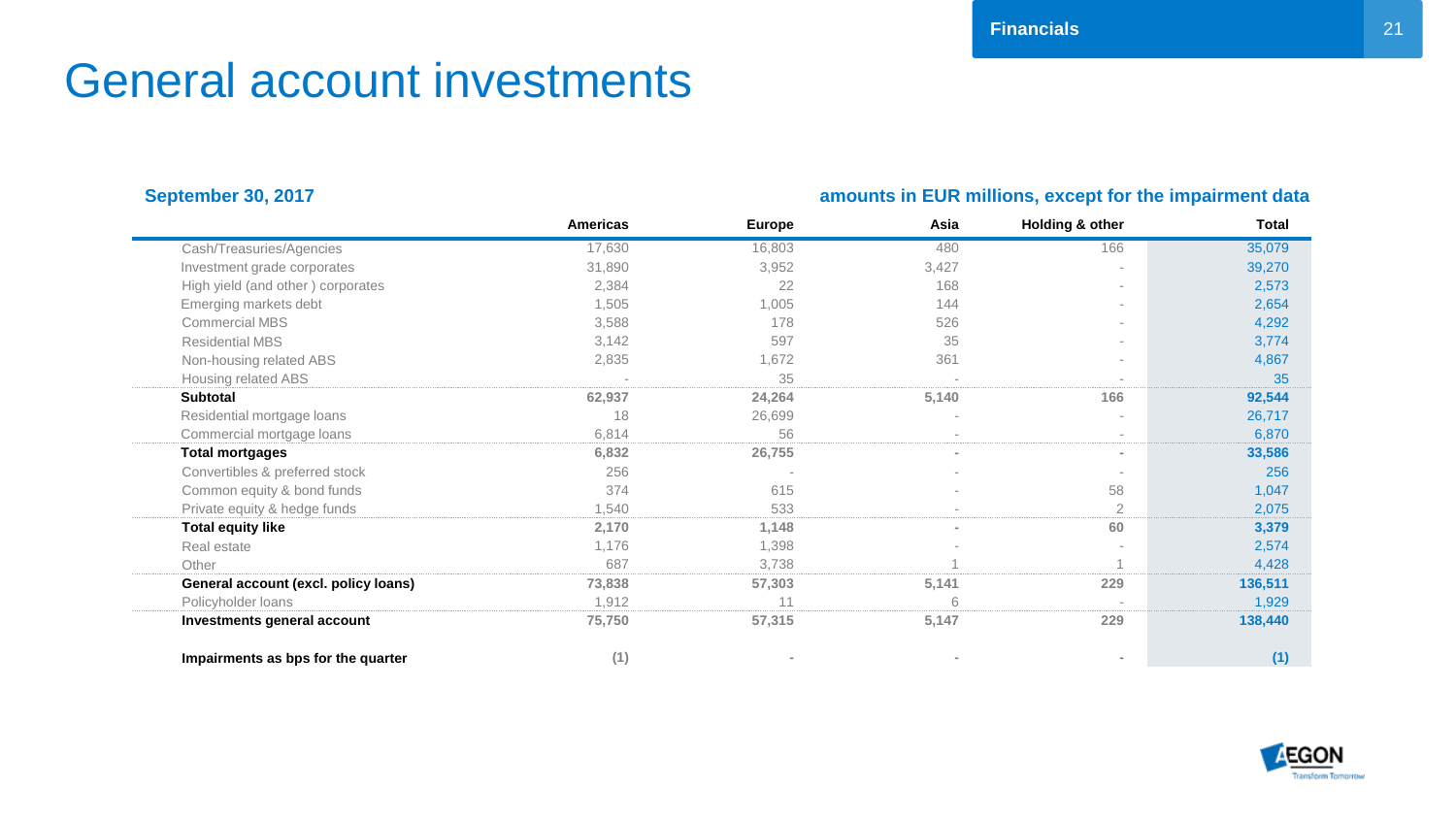# General account investments

**September 30, 2017**

**amounts in EUR millions, except for the impairment data**

| | Americas | Europe | Asia | Holding & other | Total |
|---|---|---|---|---|---|
| Cash/Treasuries/Agencies | 17,630 | 16,803 | 480 | 166 | 35,079 |
| Investment grade corporates | 31,890 | 3,952 | 3,427 | - | 39,270 |
| High yield (and other ) corporates | 2,384 | 22 | 168 | - | 2,573 |
| Emerging markets debt | 1,505 | 1,005 | 144 | - | 2,654 |
| Commercial MBS | 3,588 | 178 | 526 | - | 4,292 |
| Residential MBS | 3,142 | 597 | 35 | - | 3,774 |
| Non-housing related ABS | 2,835 | 1,672 | 361 | - | 4,867 |
| Housing related ABS | - | 35 | - | - | 35 |
| **Subtotal** | **62,937** | **24,264** | **5,140** | **166** | **92,544** |
| Residential mortgage loans | 18 | 26,699 | - | - | 26,717 |
| Commercial mortgage loans | 6,814 | 56 | - | - | 6,870 |
| **Total mortgages** | **6,832** | **26,755** | **-** | **-** | **33,586** |
| Convertibles & preferred stock | 256 | - | - | - | 256 |
| Common equity & bond funds | 374 | 615 | - | 58 | 1,047 |
| Private equity & hedge funds | 1,540 | 533 | - | 2 | 2,075 |
| **Total equity like** | **2,170** | **1,148** | **-** | **60** | **3,379** |
| Real estate | 1,176 | 1,398 | - | - | 2,574 |
| Other | 687 | 3,738 | 1 | 1 | 4,428 |
| **General account (excl. policy loans)** | **73,838** | **57,303** | **5,141** | **229** | **136,511** |
| Policyholder loans | 1,912 | 11 | 6 | - | 1,929 |
| **Investments general account** | **75,750** | **57,315** | **5,147** | **229** | **138,440** |
| | | | | | |
| **Impairments as bps for the quarter** | **(1)** | **-** | **-** | **-** | **(1)** |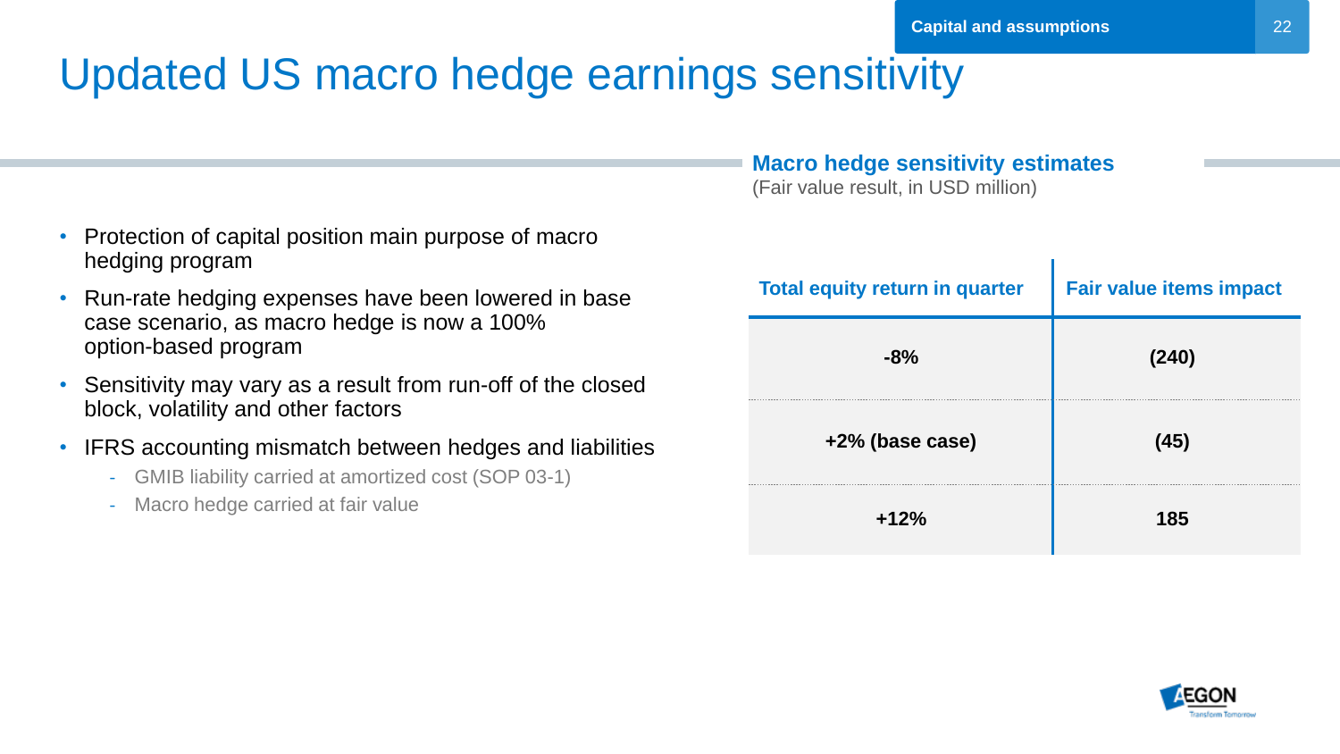# Updated US macro hedge earnings sensitivity

- Protection of capital position main purpose of macro hedging program
- Run-rate hedging expenses have been lowered in base case scenario, as macro hedge is now a 100% option-based program
- Sensitivity may vary as a result from run-off of the closed block, volatility and other factors
- IFRS accounting mismatch between hedges and liabilities
  - GMIB liability carried at amortized cost (SOP 03-1)
  - Macro hedge carried at fair value

**Macro hedge sensitivity estimates**
(Fair value result, in USD million)

| Total equity return in quarter | Fair value items impact |
|---|---|
| **-8%** | **(240)** |
| **+2% (base case)** | **(45)** |
| **+12%** | **185** |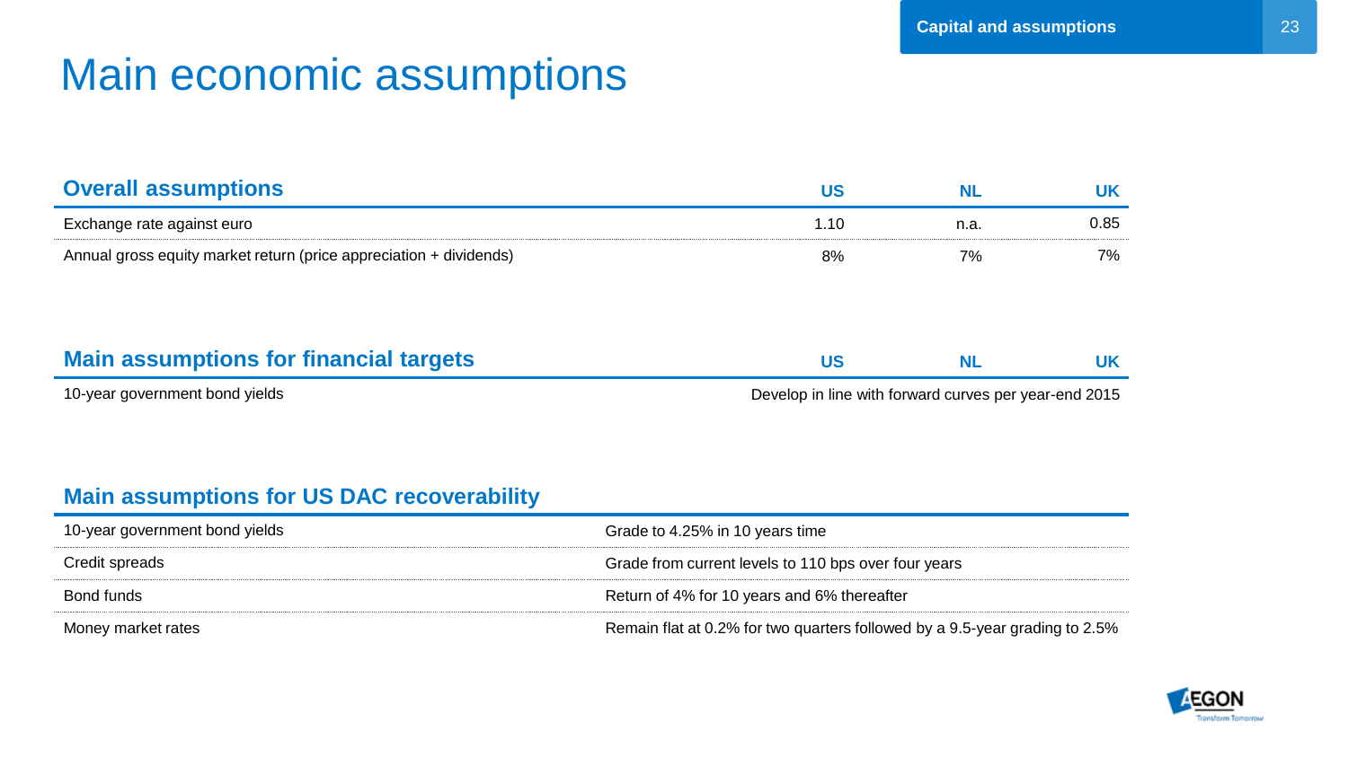# Main economic assumptions

| Overall assumptions | US | NL | UK |
| --- | --- | --- | --- |
| Exchange rate against euro | 1.10 | n.a. | 0.85 |
| Annual gross equity market return (price appreciation + dividends) | 8% | 7% | 7% |

| Main assumptions for financial targets | US | NL | UK |
| --- | --- | --- | --- |
| 10-year government bond yields | Develop in line with forward curves per year-end 2015 | | |

| Main assumptions for US DAC recoverability | |
| --- | --- |
| 10-year government bond yields | Grade to 4.25% in 10 years time |
| Credit spreads | Grade from current levels to 110 bps over four years |
| Bond funds | Return of 4% for 10 years and 6% thereafter |
| Money market rates | Remain flat at 0.2% for two quarters followed by a 9.5-year grading to 2.5% |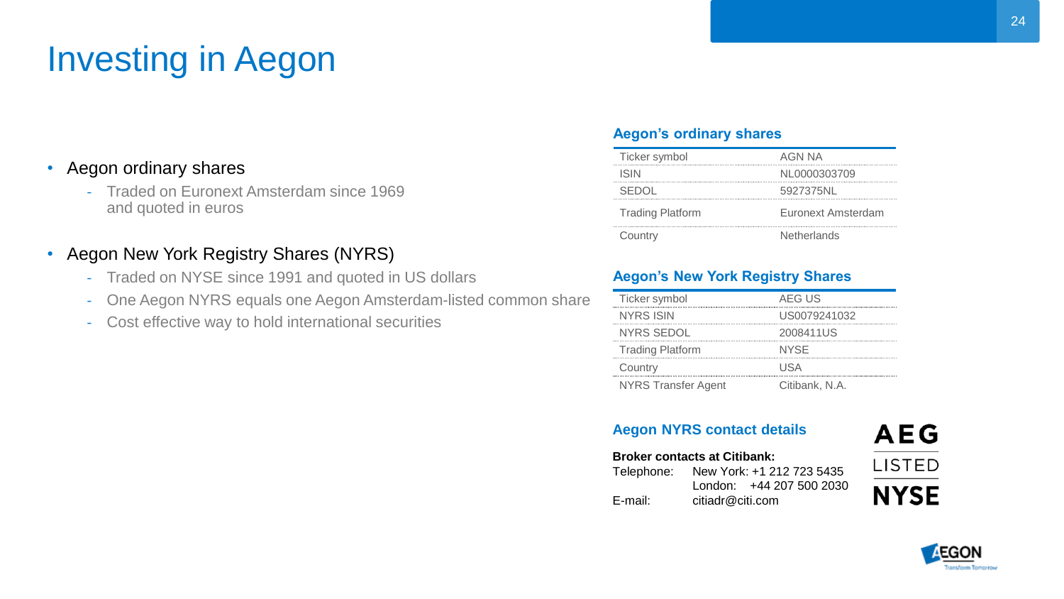# Investing in Aegon

- Aegon ordinary shares
  - Traded on Euronext Amsterdam since 1969 and quoted in euros
- Aegon New York Registry Shares (NYRS)
  - Traded on NYSE since 1991 and quoted in US dollars
  - One Aegon NYRS equals one Aegon Amsterdam-listed common share
  - Cost effective way to hold international securities

### Aegon's ordinary shares

| | |
|---|---|
| Ticker symbol | AGN NA |
| ISIN | NL0000303709 |
| SEDOL | 5927375NL |
| Trading Platform | Euronext Amsterdam |
| Country | Netherlands |

### Aegon's New York Registry Shares

| | |
|---|---|
| Ticker symbol | AEG US |
| NYRS ISIN | US0079241032 |
| NYRS SEDOL | 2008411US |
| Trading Platform | NYSE |
| Country | USA |
| NYRS Transfer Agent | Citibank, N.A. |

### Aegon NYRS contact details

**Broker contacts at Citibank:**

Telephone: New York: +1 212 723 5435
London: +44 207 500 2030

E-mail: citiadr@citi.com

AEG LISTED NYSE

AEGON Transform Tomorrow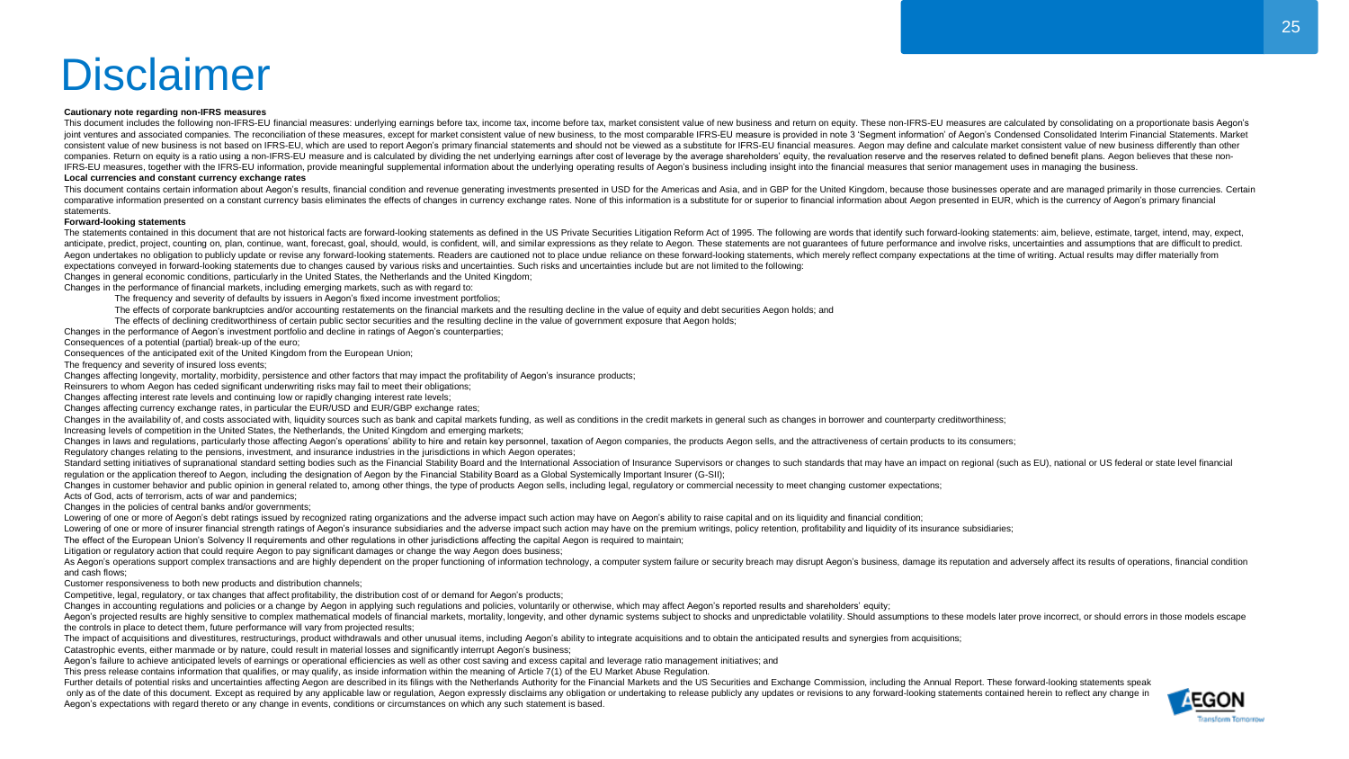# Disclaimer

**Cautionary note regarding non-IFRS measures**

This document includes the following non-IFRS-EU financial measures: underlying earnings before tax, income tax, income before tax, market consistent value of new business and return on equity. These non-IFRS-EU measures are calculated by consolidating on a proportionate basis Aegon's joint ventures and associated companies. The reconciliation of these measures, except for market consistent value of new business, to the most comparable IFRS-EU measure is provided in note 3 'Segment information' of Aegon's Condensed Consolidated Interim Financial Statements. Market consistent value of new business is not based on IFRS-EU, which are used to report Aegon's primary financial statements and should not be viewed as a substitute for IFRS-EU financial measures. Aegon may define and calculate market consistent value of new business differently than other companies. Return on equity is a ratio using a non-IFRS-EU measure and is calculated by dividing the net underlying earnings after cost of leverage by the average shareholders' equity, the revaluation reserve and the reserves related to defined benefit plans. Aegon believes that these non-IFRS-EU measures, together with the IFRS-EU information, provide meaningful supplemental information about the underlying operating results of Aegon's business including insight into the financial measures that senior management uses in managing the business.

**Local currencies and constant currency exchange rates**

This document contains certain information about Aegon's results, financial condition and revenue generating investments presented in USD for the Americas and Asia, and in GBP for the United Kingdom, because those businesses operate and are managed primarily in those currencies. Certain comparative information presented on a constant currency basis eliminates the effects of changes in currency exchange rates. None of this information is a substitute for or superior to financial information about Aegon presented in EUR, which is the currency of Aegon's primary financial statements.

**Forward-looking statements**

The statements contained in this document that are not historical facts are forward-looking statements as defined in the US Private Securities Litigation Reform Act of 1995. The following are words that identify such forward-looking statements: aim, believe, estimate, target, intend, may, expect, anticipate, predict, project, counting on, plan, continue, want, forecast, goal, should, would, is confident, will, and similar expressions as they relate to Aegon. These statements are not guarantees of future performance and involve risks, uncertainties and assumptions that are difficult to predict. Aegon undertakes no obligation to publicly update or revise any forward-looking statements. Readers are cautioned not to place undue reliance on these forward-looking statements, which merely reflect company expectations at the time of writing. Actual results may differ materially from expectations conveyed in forward-looking statements due to changes caused by various risks and uncertainties. Such risks and uncertainties include but are not limited to the following:

Changes in general economic conditions, particularly in the United States, the Netherlands and the United Kingdom;

Changes in the performance of financial markets, including emerging markets, such as with regard to:

- The frequency and severity of defaults by issuers in Aegon's fixed income investment portfolios;
- The effects of corporate bankruptcies and/or accounting restatements on the financial markets and the resulting decline in the value of equity and debt securities Aegon holds; and
- The effects of declining creditworthiness of certain public sector securities and the resulting decline in the value of government exposure that Aegon holds;

Changes in the performance of Aegon's investment portfolio and decline in ratings of Aegon's counterparties;

Consequences of a potential (partial) break-up of the euro;

Consequences of the anticipated exit of the United Kingdom from the European Union;

The frequency and severity of insured loss events;

Changes affecting longevity, mortality, morbidity, persistence and other factors that may impact the profitability of Aegon's insurance products;

Reinsurers to whom Aegon has ceded significant underwriting risks may fail to meet their obligations;

Changes affecting interest rate levels and continuing low or rapidly changing interest rate levels;

Changes affecting currency exchange rates, in particular the EUR/USD and EUR/GBP exchange rates;

Changes in the availability of, and costs associated with, liquidity sources such as bank and capital markets funding, as well as conditions in the credit markets in general such as changes in borrower and counterparty creditworthiness;

Increasing levels of competition in the United States, the Netherlands, the United Kingdom and emerging markets;

Changes in laws and regulations, particularly those affecting Aegon's operations' ability to hire and retain key personnel, taxation of Aegon companies, the products Aegon sells, and the attractiveness of certain products to its consumers;

Regulatory changes relating to the pensions, investment, and insurance industries in the jurisdictions in which Aegon operates;

Standard setting initiatives of supranational standard setting bodies such as the Financial Stability Board and the International Association of Insurance Supervisors or changes to such standards that may have an impact on regional (such as EU), national or US federal or state level financial regulation or the application thereof to Aegon, including the designation of Aegon by the Financial Stability Board as a Global Systemically Important Insurer (G-SII);

Changes in customer behavior and public opinion in general related to, among other things, the type of products Aegon sells, including legal, regulatory or commercial necessity to meet changing customer expectations;

Acts of God, acts of terrorism, acts of war and pandemics;

Changes in the policies of central banks and/or governments;

Lowering of one or more of Aegon's debt ratings issued by recognized rating organizations and the adverse impact such action may have on Aegon's ability to raise capital and on its liquidity and financial condition;

Lowering of one or more of insurer financial strength ratings of Aegon's insurance subsidiaries and the adverse impact such action may have on the premium writings, policy retention, profitability and liquidity of its insurance subsidiaries;

The effect of the European Union's Solvency II requirements and other regulations in other jurisdictions affecting the capital Aegon is required to maintain;

Litigation or regulatory action that could require Aegon to pay significant damages or change the way Aegon does business;

As Aegon's operations support complex transactions and are highly dependent on the proper functioning of information technology, a computer system failure or security breach may disrupt Aegon's business, damage its reputation and adversely affect its results of operations, financial condition and cash flows;

Customer responsiveness to both new products and distribution channels;

Competitive, legal, regulatory, or tax changes that affect profitability, the distribution cost of or demand for Aegon's products;

Changes in accounting regulations and policies or a change by Aegon in applying such regulations and policies, voluntarily or otherwise, which may affect Aegon's reported results and shareholders' equity;

Aegon's projected results are highly sensitive to complex mathematical models of financial markets, mortality, longevity, and other dynamic systems subject to shocks and unpredictable volatility. Should assumptions to these models later prove incorrect, or should errors in those models escape the controls in place to detect them, future performance will vary from projected results;

The impact of acquisitions and divestitures, restructurings, product withdrawals and other unusual items, including Aegon's ability to integrate acquisitions and to obtain the anticipated results and synergies from acquisitions;

Catastrophic events, either manmade or by nature, could result in material losses and significantly interrupt Aegon's business;

Aegon's failure to achieve anticipated levels of earnings or operational efficiencies as well as other cost saving and excess capital and leverage ratio management initiatives; and

This press release contains information that qualifies, or may qualify, as inside information within the meaning of Article 7(1) of the EU Market Abuse Regulation.

Further details of potential risks and uncertainties affecting Aegon are described in its filings with the Netherlands Authority for the Financial Markets and the US Securities and Exchange Commission, including the Annual Report. These forward-looking statements speak only as of the date of this document. Except as required by any applicable law or regulation, Aegon expressly disclaims any obligation or undertaking to release publicly any updates or revisions to any forward-looking statements contained herein to reflect any change in Aegon's expectations with regard thereto or any change in events, conditions or circumstances on which any such statement is based.